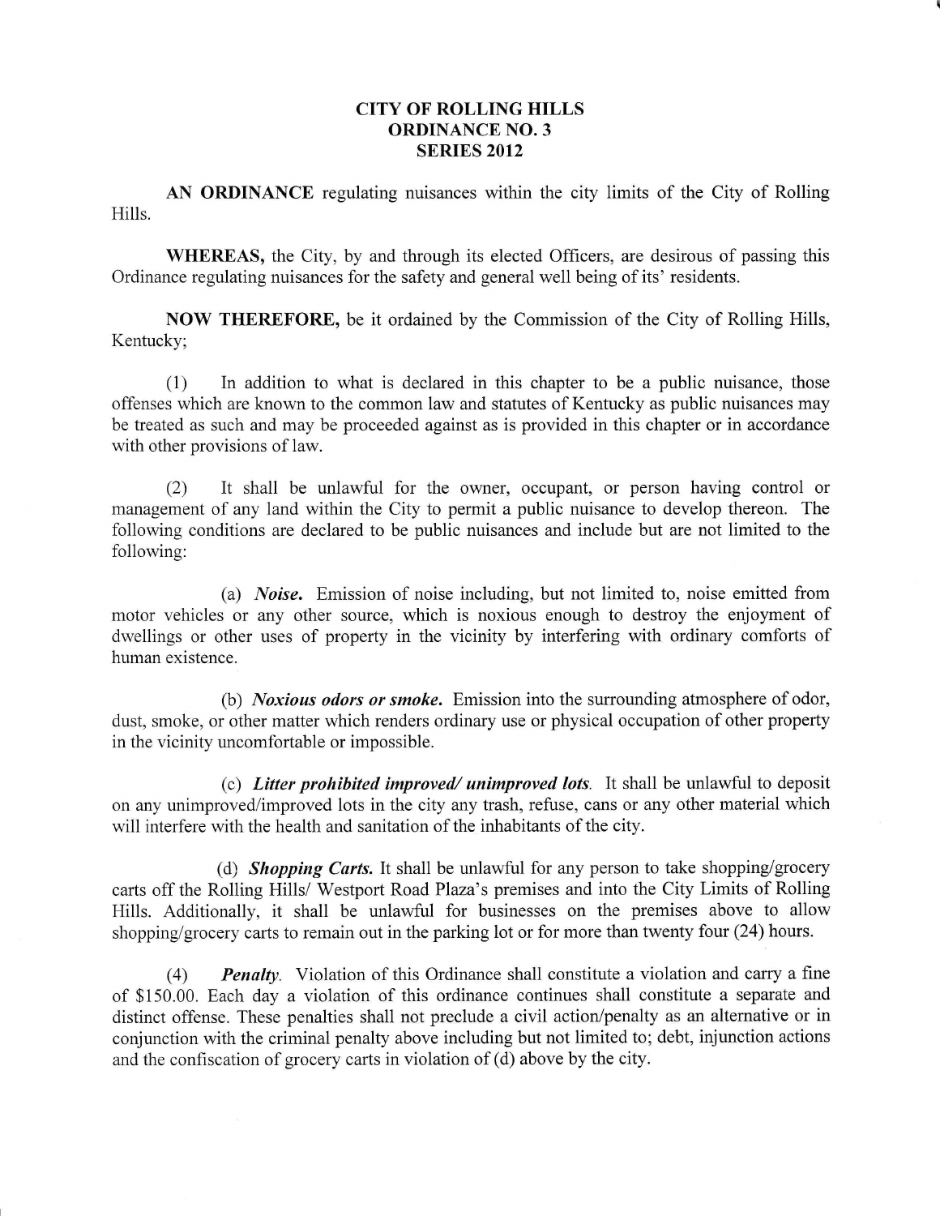# CITY OF ROLLING HILLS
## ORDINANCE NO. 3
## SERIES 2012

**AN ORDINANCE** regulating nuisances within the city limits of the City of Rolling Hills.

**WHEREAS,** the City, by and through its elected Officers, are desirous of passing this Ordinance regulating nuisances for the safety and general well being of its' residents.

**NOW THEREFORE,** be it ordained by the Commission of the City of Rolling Hills, Kentucky;

(1) In addition to what is declared in this chapter to be a public nuisance, those offenses which are known to the common law and statutes of Kentucky as public nuisances may be treated as such and may be proceeded against as is provided in this chapter or in accordance with other provisions of law.

(2) It shall be unlawful for the owner, occupant, or person having control or management of any land within the City to permit a public nuisance to develop thereon. The following conditions are declared to be public nuisances and include but are not limited to the following:

(a) ***Noise.*** Emission of noise including, but not limited to, noise emitted from motor vehicles or any other source, which is noxious enough to destroy the enjoyment of dwellings or other uses of property in the vicinity by interfering with ordinary comforts of human existence.

(b) ***Noxious odors or smoke.*** Emission into the surrounding atmosphere of odor, dust, smoke, or other matter which renders ordinary use or physical occupation of other property in the vicinity uncomfortable or impossible.

(c) ***Litter prohibited improved/ unimproved lots.*** It shall be unlawful to deposit on any unimproved/improved lots in the city any trash, refuse, cans or any other material which will interfere with the health and sanitation of the inhabitants of the city.

(d) ***Shopping Carts.*** It shall be unlawful for any person to take shopping/grocery carts off the Rolling Hills/ Westport Road Plaza's premises and into the City Limits of Rolling Hills. Additionally, it shall be unlawful for businesses on the premises above to allow shopping/grocery carts to remain out in the parking lot or for more than twenty four (24) hours.

(4) ***Penalty.*** Violation of this Ordinance shall constitute a violation and carry a fine of $150.00. Each day a violation of this ordinance continues shall constitute a separate and distinct offense. These penalties shall not preclude a civil action/penalty as an alternative or in conjunction with the criminal penalty above including but not limited to; debt, injunction actions and the confiscation of grocery carts in violation of (d) above by the city.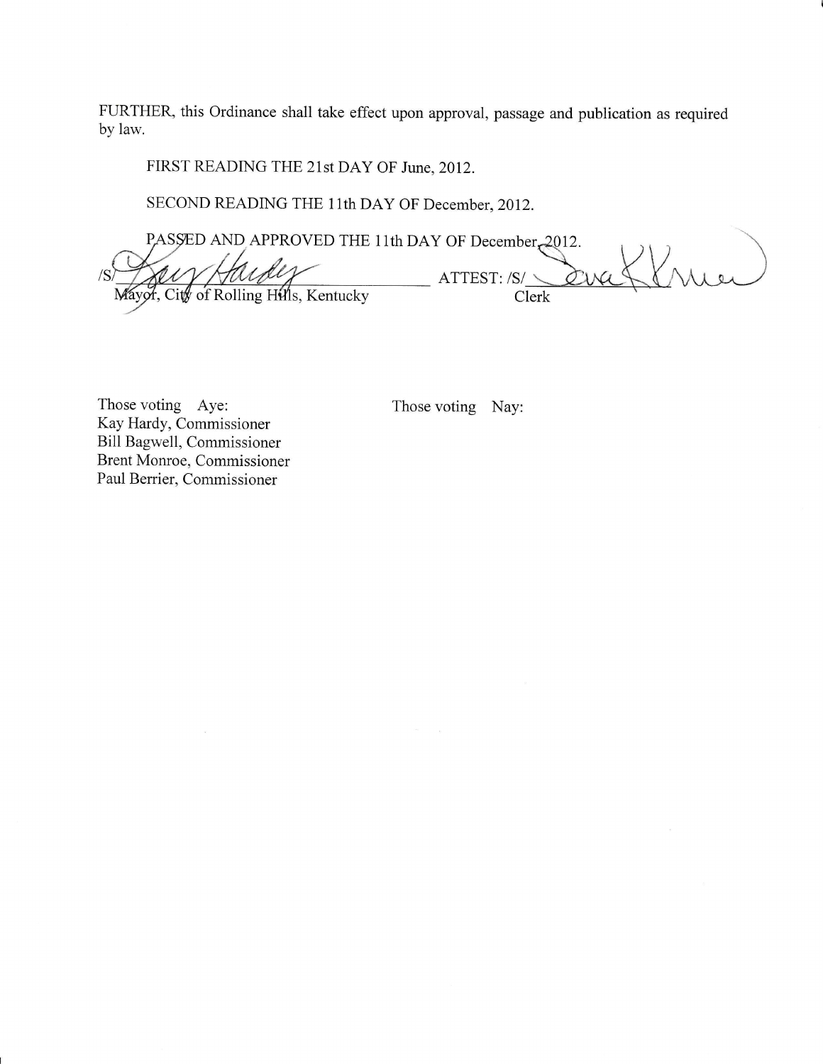FURTHER, this Ordinance shall take effect upon approval, passage and publication as required by law.

FIRST READING THE 21st DAY OF June, 2012.

SECOND READING THE 11th DAY OF December, 2012.

PASSED AND APPROVED THE 11th DAY OF December, 2012.

/S/ Kay Hardy
Mayor, City of Rolling Hills, Kentucky

ATTEST: /S/
Clerk

Those voting Aye:
Kay Hardy, Commissioner
Bill Bagwell, Commissioner
Brent Monroe, Commissioner
Paul Berrier, Commissioner

Those voting Nay: